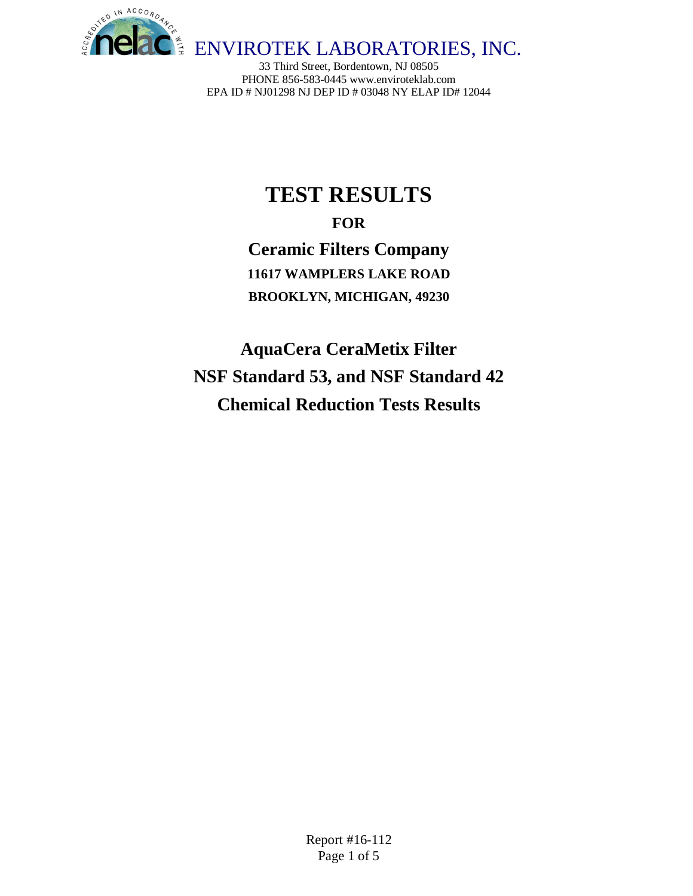ENVIROTEK LABORATORIES, INC.

33 Third Street, Bordentown, NJ 08505
PHONE 856-583-0445 www.enviroteklab.com
EPA ID # NJ01298 NJ DEP ID # 03048 NY ELAP ID# 12044

# TEST RESULTS

## FOR

## Ceramic Filters Company

**11617 WAMPLERS LAKE ROAD**

**BROOKLYN, MICHIGAN, 49230**

## AquaCera CeraMetix Filter
## NSF Standard 53, and NSF Standard 42
## Chemical Reduction Tests Results

Report #16-112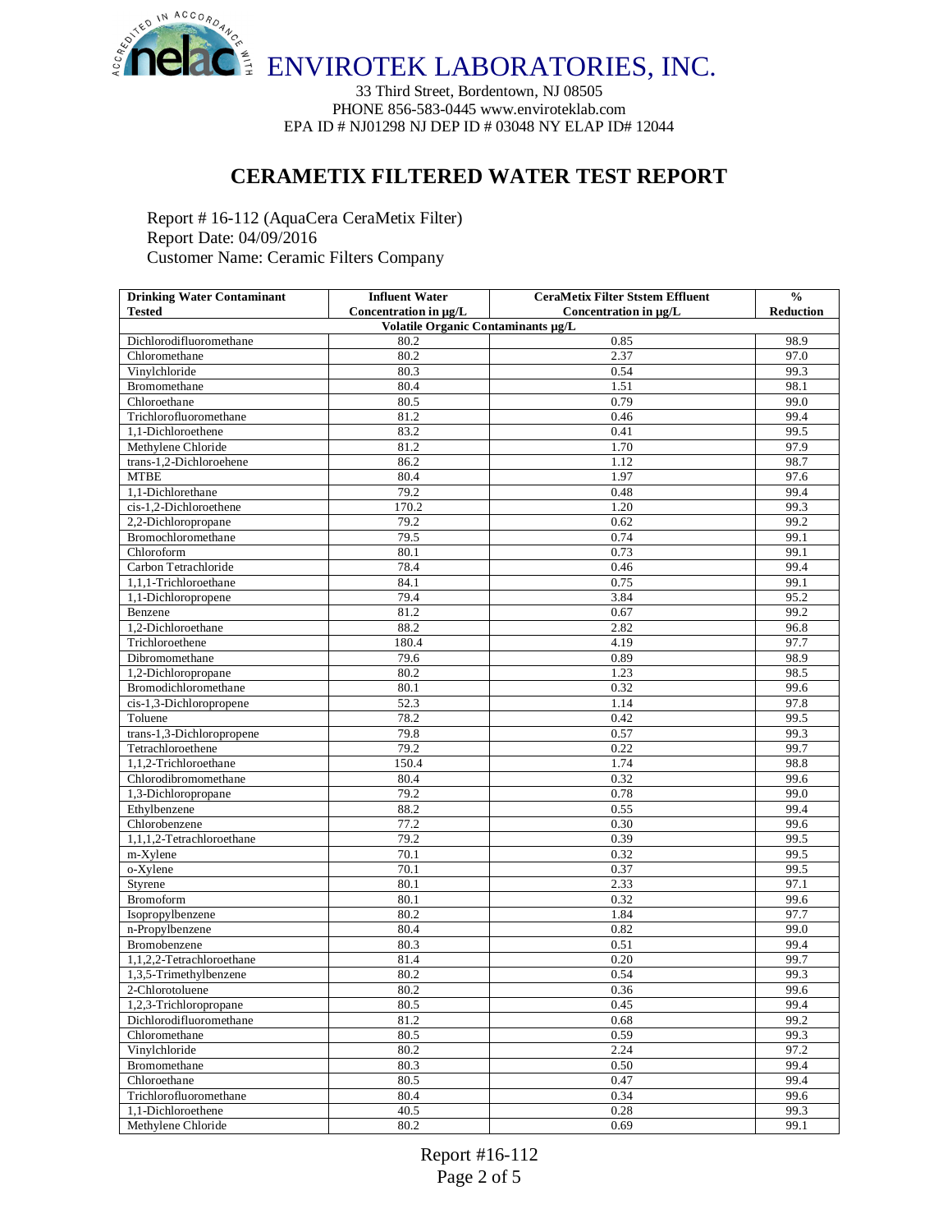# ENVIROTEK LABORATORIES, INC.

33 Third Street, Bordentown, NJ 08505
PHONE 856-583-0445 www.enviroteklab.com
EPA ID # NJ01298 NJ DEP ID # 03048 NY ELAP ID# 12044

## CERAMETIX FILTERED WATER TEST REPORT

Report # 16-112 (AquaCera CeraMetix Filter)
Report Date: 04/09/2016
Customer Name: Ceramic Filters Company

| Drinking Water Contaminant Tested | Influent Water Concentration in µg/L | CeraMetix Filter Ststem Effluent Concentration in µg/L | % Reduction |
|---|---|---|---|
| **Volatile Organic Contaminants µg/L** | | | |
| Dichlorodifluoromethane | 80.2 | 0.85 | 98.9 |
| Chloromethane | 80.2 | 2.37 | 97.0 |
| Vinylchloride | 80.3 | 0.54 | 99.3 |
| Bromomethane | 80.4 | 1.51 | 98.1 |
| Chloroethane | 80.5 | 0.79 | 99.0 |
| Trichlorofluoromethane | 81.2 | 0.46 | 99.4 |
| 1,1-Dichloroethene | 83.2 | 0.41 | 99.5 |
| Methylene Chloride | 81.2 | 1.70 | 97.9 |
| trans-1,2-Dichloroehene | 86.2 | 1.12 | 98.7 |
| MTBE | 80.4 | 1.97 | 97.6 |
| 1,1-Dichlorethane | 79.2 | 0.48 | 99.4 |
| cis-1,2-Dichloroethene | 170.2 | 1.20 | 99.3 |
| 2,2-Dichloropropane | 79.2 | 0.62 | 99.2 |
| Bromochloromethane | 79.5 | 0.74 | 99.1 |
| Chloroform | 80.1 | 0.73 | 99.1 |
| Carbon Tetrachloride | 78.4 | 0.46 | 99.4 |
| 1,1,1-Trichloroethane | 84.1 | 0.75 | 99.1 |
| 1,1-Dichloropropene | 79.4 | 3.84 | 95.2 |
| Benzene | 81.2 | 0.67 | 99.2 |
| 1,2-Dichloroethane | 88.2 | 2.82 | 96.8 |
| Trichloroethene | 180.4 | 4.19 | 97.7 |
| Dibromomethane | 79.6 | 0.89 | 98.9 |
| 1,2-Dichloropropane | 80.2 | 1.23 | 98.5 |
| Bromodichloromethane | 80.1 | 0.32 | 99.6 |
| cis-1,3-Dichloropropene | 52.3 | 1.14 | 97.8 |
| Toluene | 78.2 | 0.42 | 99.5 |
| trans-1,3-Dichloropropene | 79.8 | 0.57 | 99.3 |
| Tetrachloroethene | 79.2 | 0.22 | 99.7 |
| 1,1,2-Trichloroethane | 150.4 | 1.74 | 98.8 |
| Chlorodibromomethane | 80.4 | 0.32 | 99.6 |
| 1,3-Dichloropropane | 79.2 | 0.78 | 99.0 |
| Ethylbenzene | 88.2 | 0.55 | 99.4 |
| Chlorobenzene | 77.2 | 0.30 | 99.6 |
| 1,1,1,2-Tetrachloroethane | 79.2 | 0.39 | 99.5 |
| m-Xylene | 70.1 | 0.32 | 99.5 |
| o-Xylene | 70.1 | 0.37 | 99.5 |
| Styrene | 80.1 | 2.33 | 97.1 |
| Bromoform | 80.1 | 0.32 | 99.6 |
| Isopropylbenzene | 80.2 | 1.84 | 97.7 |
| n-Propylbenzene | 80.4 | 0.82 | 99.0 |
| Bromobenzene | 80.3 | 0.51 | 99.4 |
| 1,1,2,2-Tetrachloroethane | 81.4 | 0.20 | 99.7 |
| 1,3,5-Trimethylbenzene | 80.2 | 0.54 | 99.3 |
| 2-Chlorotoluene | 80.2 | 0.36 | 99.6 |
| 1,2,3-Trichloropropane | 80.5 | 0.45 | 99.4 |
| Dichlorodifluoromethane | 81.2 | 0.68 | 99.2 |
| Chloromethane | 80.5 | 0.59 | 99.3 |
| Vinylchloride | 80.2 | 2.24 | 97.2 |
| Bromomethane | 80.3 | 0.50 | 99.4 |
| Chloroethane | 80.5 | 0.47 | 99.4 |
| Trichlorofluoromethane | 80.4 | 0.34 | 99.6 |
| 1,1-Dichloroethene | 40.5 | 0.28 | 99.3 |
| Methylene Chloride | 80.2 | 0.69 | 99.1 |

Report #16-112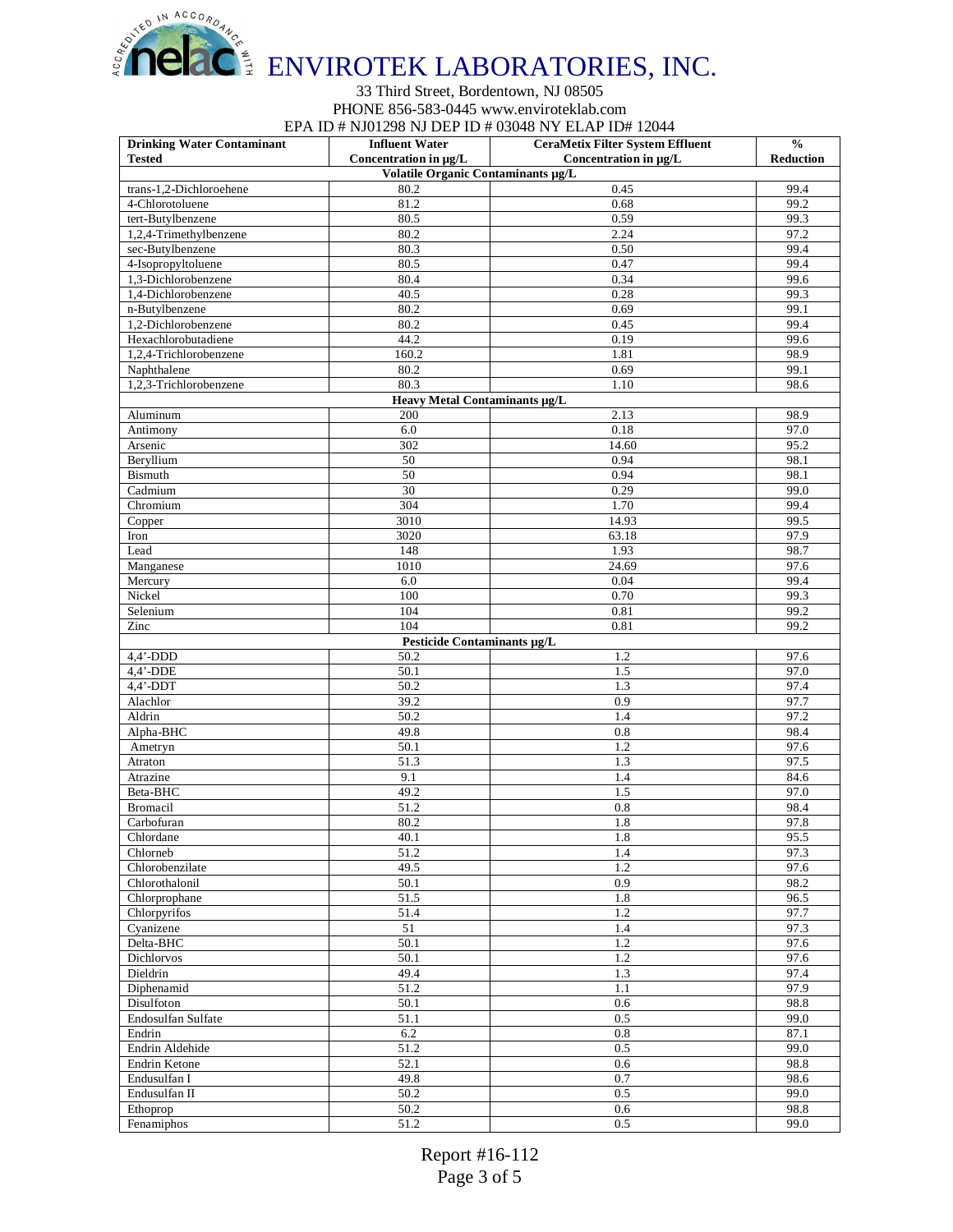# ENVIROTEK LABORATORIES, INC.

33 Third Street, Bordentown, NJ 08505
PHONE 856-583-0445 www.enviroteklab.com
EPA ID # NJ01298 NJ DEP ID # 03048 NY ELAP ID# 12044

| Drinking Water Contaminant Tested | Influent Water Concentration in µg/L | CeraMetix Filter System Effluent Concentration in µg/L | % Reduction |
|---|---|---|---|
| **Volatile Organic Contaminants µg/L** | | | |
| trans-1,2-Dichloroehene | 80.2 | 0.45 | 99.4 |
| 4-Chlorotoluene | 81.2 | 0.68 | 99.2 |
| tert-Butylbenzene | 80.5 | 0.59 | 99.3 |
| 1,2,4-Trimethylbenzene | 80.2 | 2.24 | 97.2 |
| sec-Butylbenzene | 80.3 | 0.50 | 99.4 |
| 4-Isopropyltoluene | 80.5 | 0.47 | 99.4 |
| 1,3-Dichlorobenzene | 80.4 | 0.34 | 99.6 |
| 1,4-Dichlorobenzene | 40.5 | 0.28 | 99.3 |
| n-Butylbenzene | 80.2 | 0.69 | 99.1 |
| 1,2-Dichlorobenzene | 80.2 | 0.45 | 99.4 |
| Hexachlorobutadiene | 44.2 | 0.19 | 99.6 |
| 1,2,4-Trichlorobenzene | 160.2 | 1.81 | 98.9 |
| Naphthalene | 80.2 | 0.69 | 99.1 |
| 1,2,3-Trichlorobenzene | 80.3 | 1.10 | 98.6 |
| **Heavy Metal Contaminants µg/L** | | | |
| Aluminum | 200 | 2.13 | 98.9 |
| Antimony | 6.0 | 0.18 | 97.0 |
| Arsenic | 302 | 14.60 | 95.2 |
| Beryllium | 50 | 0.94 | 98.1 |
| Bismuth | 50 | 0.94 | 98.1 |
| Cadmium | 30 | 0.29 | 99.0 |
| Chromium | 304 | 1.70 | 99.4 |
| Copper | 3010 | 14.93 | 99.5 |
| Iron | 3020 | 63.18 | 97.9 |
| Lead | 148 | 1.93 | 98.7 |
| Manganese | 1010 | 24.69 | 97.6 |
| Mercury | 6.0 | 0.04 | 99.4 |
| Nickel | 100 | 0.70 | 99.3 |
| Selenium | 104 | 0.81 | 99.2 |
| Zinc | 104 | 0.81 | 99.2 |
| **Pesticide Contaminants µg/L** | | | |
| 4,4'-DDD | 50.2 | 1.2 | 97.6 |
| 4,4'-DDE | 50.1 | 1.5 | 97.0 |
| 4,4'-DDT | 50.2 | 1.3 | 97.4 |
| Alachlor | 39.2 | 0.9 | 97.7 |
| Aldrin | 50.2 | 1.4 | 97.2 |
| Alpha-BHC | 49.8 | 0.8 | 98.4 |
| Ametryn | 50.1 | 1.2 | 97.6 |
| Atraton | 51.3 | 1.3 | 97.5 |
| Atrazine | 9.1 | 1.4 | 84.6 |
| Beta-BHC | 49.2 | 1.5 | 97.0 |
| Bromacil | 51.2 | 0.8 | 98.4 |
| Carbofuran | 80.2 | 1.8 | 97.8 |
| Chlordane | 40.1 | 1.8 | 95.5 |
| Chlorneb | 51.2 | 1.4 | 97.3 |
| Chlorobenzilate | 49.5 | 1.2 | 97.6 |
| Chlorothalonil | 50.1 | 0.9 | 98.2 |
| Chlorprophane | 51.5 | 1.8 | 96.5 |
| Chlorpyrifos | 51.4 | 1.2 | 97.7 |
| Cyanizene | 51 | 1.4 | 97.3 |
| Delta-BHC | 50.1 | 1.2 | 97.6 |
| Dichlorvos | 50.1 | 1.2 | 97.6 |
| Dieldrin | 49.4 | 1.3 | 97.4 |
| Diphenamid | 51.2 | 1.1 | 97.9 |
| Disulfoton | 50.1 | 0.6 | 98.8 |
| Endosulfan Sulfate | 51.1 | 0.5 | 99.0 |
| Endrin | 6.2 | 0.8 | 87.1 |
| Endrin Aldehide | 51.2 | 0.5 | 99.0 |
| Endrin Ketone | 52.1 | 0.6 | 98.8 |
| Endusulfan I | 49.8 | 0.7 | 98.6 |
| Endusulfan II | 50.2 | 0.5 | 99.0 |
| Ethoprop | 50.2 | 0.6 | 98.8 |
| Fenamiphos | 51.2 | 0.5 | 99.0 |

Report #16-112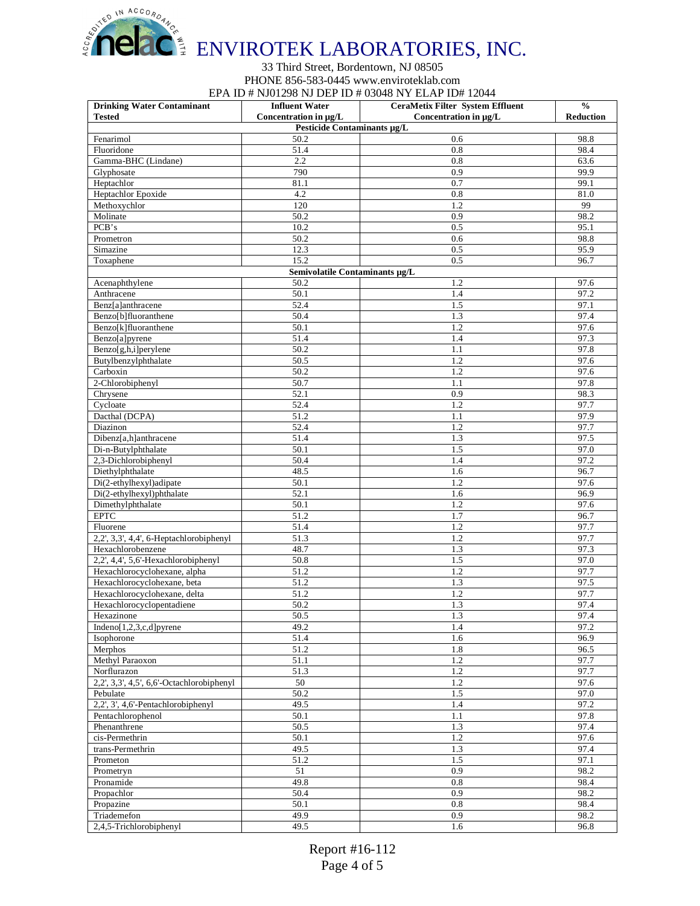# ENVIROTEK LABORATORIES, INC.

33 Third Street, Bordentown, NJ 08505
PHONE 856-583-0445 www.enviroteklab.com
EPA ID # NJ01298 NJ DEP ID # 03048 NY ELAP ID# 12044

| Drinking Water Contaminant Tested | Influent Water Concentration in µg/L | CeraMetix Filter System Effluent Concentration in µg/L | % Reduction |
|---|---|---|---|
| **Pesticide Contaminants µg/L** | | | |
| Fenarimol | 50.2 | 0.6 | 98.8 |
| Fluoridone | 51.4 | 0.8 | 98.4 |
| Gamma-BHC (Lindane) | 2.2 | 0.8 | 63.6 |
| Glyphosate | 790 | 0.9 | 99.9 |
| Heptachlor | 81.1 | 0.7 | 99.1 |
| Heptachlor Epoxide | 4.2 | 0.8 | 81.0 |
| Methoxychlor | 120 | 1.2 | 99 |
| Molinate | 50.2 | 0.9 | 98.2 |
| PCB's | 10.2 | 0.5 | 95.1 |
| Prometron | 50.2 | 0.6 | 98.8 |
| Simazine | 12.3 | 0.5 | 95.9 |
| Toxaphene | 15.2 | 0.5 | 96.7 |
| **Semivolatile Contaminants µg/L** | | | |
| Acenaphthylene | 50.2 | 1.2 | 97.6 |
| Anthracene | 50.1 | 1.4 | 97.2 |
| Benz[a]anthracene | 52.4 | 1.5 | 97.1 |
| Benzo[b]fluoranthene | 50.4 | 1.3 | 97.4 |
| Benzo[k]fluoranthene | 50.1 | 1.2 | 97.6 |
| Benzo[a]pyrene | 51.4 | 1.4 | 97.3 |
| Benzo[g,h,i]perylene | 50.2 | 1.1 | 97.8 |
| Butylbenzylphthalate | 50.5 | 1.2 | 97.6 |
| Carboxin | 50.2 | 1.2 | 97.6 |
| 2-Chlorobiphenyl | 50.7 | 1.1 | 97.8 |
| Chrysene | 52.1 | 0.9 | 98.3 |
| Cycloate | 52.4 | 1.2 | 97.7 |
| Dacthal (DCPA) | 51.2 | 1.1 | 97.9 |
| Diazinon | 52.4 | 1.2 | 97.7 |
| Dibenz[a,h]anthracene | 51.4 | 1.3 | 97.5 |
| Di-n-Butylphthalate | 50.1 | 1.5 | 97.0 |
| 2,3-Dichlorobiphenyl | 50.4 | 1.4 | 97.2 |
| Diethylphthalate | 48.5 | 1.6 | 96.7 |
| Di(2-ethylhexyl)adipate | 50.1 | 1.2 | 97.6 |
| Di(2-ethylhexyl)phthalate | 52.1 | 1.6 | 96.9 |
| Dimethylphthalate | 50.1 | 1.2 | 97.6 |
| EPTC | 51.2 | 1.7 | 96.7 |
| Fluorene | 51.4 | 1.2 | 97.7 |
| 2,2', 3,3', 4,4', 6-Heptachlorobiphenyl | 51.3 | 1.2 | 97.7 |
| Hexachlorobenzene | 48.7 | 1.3 | 97.3 |
| 2,2', 4,4', 5,6'-Hexachlorobiphenyl | 50.8 | 1.5 | 97.0 |
| Hexachlorocyclohexane, alpha | 51.2 | 1.2 | 97.7 |
| Hexachlorocyclohexane, beta | 51.2 | 1.3 | 97.5 |
| Hexachlorocyclohexane, delta | 51.2 | 1.2 | 97.7 |
| Hexachlorocyclopentadiene | 50.2 | 1.3 | 97.4 |
| Hexazinone | 50.5 | 1.3 | 97.4 |
| Indeno[1,2,3,c,d]pyrene | 49.2 | 1.4 | 97.2 |
| Isophorone | 51.4 | 1.6 | 96.9 |
| Merphos | 51.2 | 1.8 | 96.5 |
| Methyl Paraoxon | 51.1 | 1.2 | 97.7 |
| Norflurazon | 51.3 | 1.2 | 97.7 |
| 2,2', 3,3', 4,5', 6,6'-Octachlorobiphenyl | 50 | 1.2 | 97.6 |
| Pebulate | 50.2 | 1.5 | 97.0 |
| 2,2', 3', 4,6'-Pentachlorobiphenyl | 49.5 | 1.4 | 97.2 |
| Pentachlorophenol | 50.1 | 1.1 | 97.8 |
| Phenanthrene | 50.5 | 1.3 | 97.4 |
| cis-Permethrin | 50.1 | 1.2 | 97.6 |
| trans-Permethrin | 49.5 | 1.3 | 97.4 |
| Prometon | 51.2 | 1.5 | 97.1 |
| Prometryn | 51 | 0.9 | 98.2 |
| Pronamide | 49.8 | 0.8 | 98.4 |
| Propachlor | 50.4 | 0.9 | 98.2 |
| Propazine | 50.1 | 0.8 | 98.4 |
| Triademefon | 49.9 | 0.9 | 98.2 |
| 2,4,5-Trichlorobiphenyl | 49.5 | 1.6 | 96.8 |

Report #16-112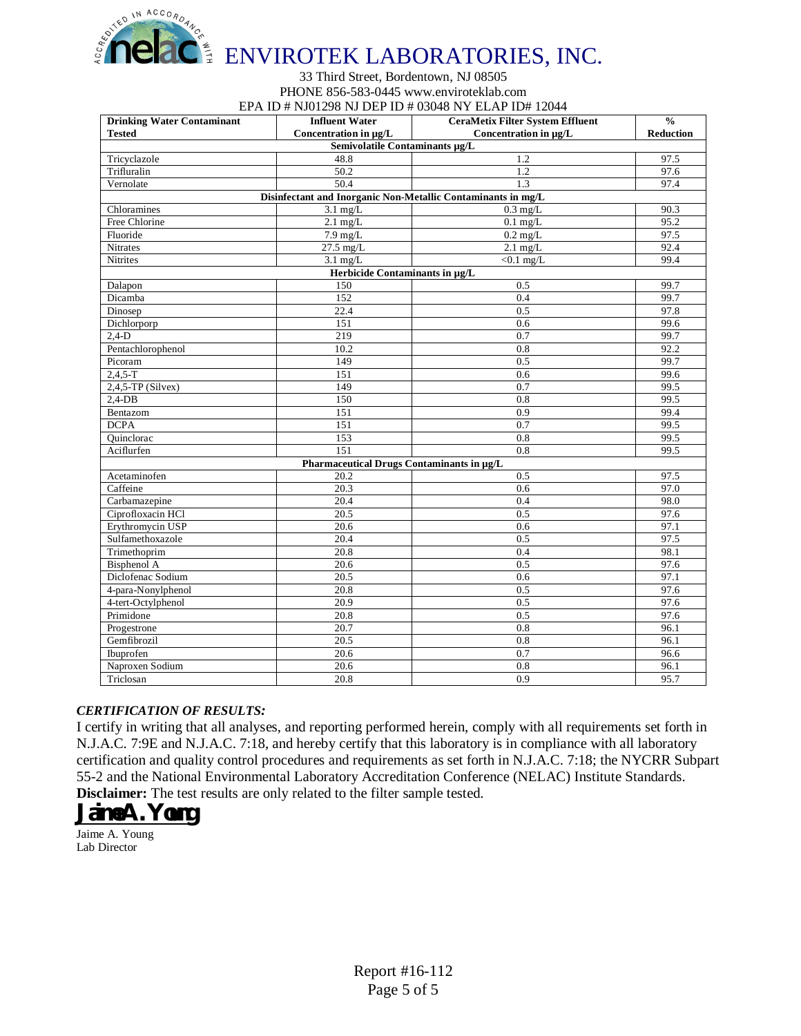# ENVIROTEK LABORATORIES, INC.

33 Third Street, Bordentown, NJ 08505
PHONE 856-583-0445 www.enviroteklab.com
EPA ID # NJ01298 NJ DEP ID # 03048 NY ELAP ID# 12044

| Drinking Water Contaminant Tested | Influent Water Concentration in µg/L | CeraMetix Filter System Effluent Concentration in µg/L | % Reduction |
|---|---|---|---|
| **Semivolatile Contaminants µg/L** | | | |
| Tricyclazole | 48.8 | 1.2 | 97.5 |
| Trifluralin | 50.2 | 1.2 | 97.6 |
| Vernolate | 50.4 | 1.3 | 97.4 |
| **Disinfectant and Inorganic Non-Metallic Contaminants in mg/L** | | | |
| Chloramines | 3.1 mg/L | 0.3 mg/L | 90.3 |
| Free Chlorine | 2.1 mg/L | 0.1 mg/L | 95.2 |
| Fluoride | 7.9 mg/L | 0.2 mg/L | 97.5 |
| Nitrates | 27.5 mg/L | 2.1 mg/L | 92.4 |
| Nitrites | 3.1 mg/L | <0.1 mg/L | 99.4 |
| **Herbicide Contaminants in µg/L** | | | |
| Dalapon | 150 | 0.5 | 99.7 |
| Dicamba | 152 | 0.4 | 99.7 |
| Dinosep | 22.4 | 0.5 | 97.8 |
| Dichlorporp | 151 | 0.6 | 99.6 |
| 2,4-D | 219 | 0.7 | 99.7 |
| Pentachlorophenol | 10.2 | 0.8 | 92.2 |
| Picoram | 149 | 0.5 | 99.7 |
| 2,4,5-T | 151 | 0.6 | 99.6 |
| 2,4,5-TP (Silvex) | 149 | 0.7 | 99.5 |
| 2,4-DB | 150 | 0.8 | 99.5 |
| Bentazom | 151 | 0.9 | 99.4 |
| DCPA | 151 | 0.7 | 99.5 |
| Quinclorac | 153 | 0.8 | 99.5 |
| Aciflurfen | 151 | 0.8 | 99.5 |
| **Pharmaceutical Drugs Contaminants in µg/L** | | | |
| Acetaminofen | 20.2 | 0.5 | 97.5 |
| Caffeine | 20.3 | 0.6 | 97.0 |
| Carbamazepine | 20.4 | 0.4 | 98.0 |
| Ciprofloxacin HCl | 20.5 | 0.5 | 97.6 |
| Erythromycin USP | 20.6 | 0.6 | 97.1 |
| Sulfamethoxazole | 20.4 | 0.5 | 97.5 |
| Trimethoprim | 20.8 | 0.4 | 98.1 |
| Bisphenol A | 20.6 | 0.5 | 97.6 |
| Diclofenac Sodium | 20.5 | 0.6 | 97.1 |
| 4-para-Nonylphenol | 20.8 | 0.5 | 97.6 |
| 4-tert-Octylphenol | 20.9 | 0.5 | 97.6 |
| Primidone | 20.8 | 0.5 | 97.6 |
| Progestrone | 20.7 | 0.8 | 96.1 |
| Gemfibrozil | 20.5 | 0.8 | 96.1 |
| Ibuprofen | 20.6 | 0.7 | 96.6 |
| Naproxen Sodium | 20.6 | 0.8 | 96.1 |
| Triclosan | 20.8 | 0.9 | 95.7 |

***CERTIFICATION OF RESULTS:***

I certify in writing that all analyses, and reporting performed herein, comply with all requirements set forth in N.J.A.C. 7:9E and N.J.A.C. 7:18, and hereby certify that this laboratory is in compliance with all laboratory certification and quality control procedures and requirements as set forth in N.J.A.C. 7:18; the NYCRR Subpart 55-2 and the National Environmental Laboratory Accreditation Conference (NELAC) Institute Standards.

**Disclaimer:** The test results are only related to the filter sample tested.

Jaime A. Young

Jaime A. Young
Lab Director

Report #16-112